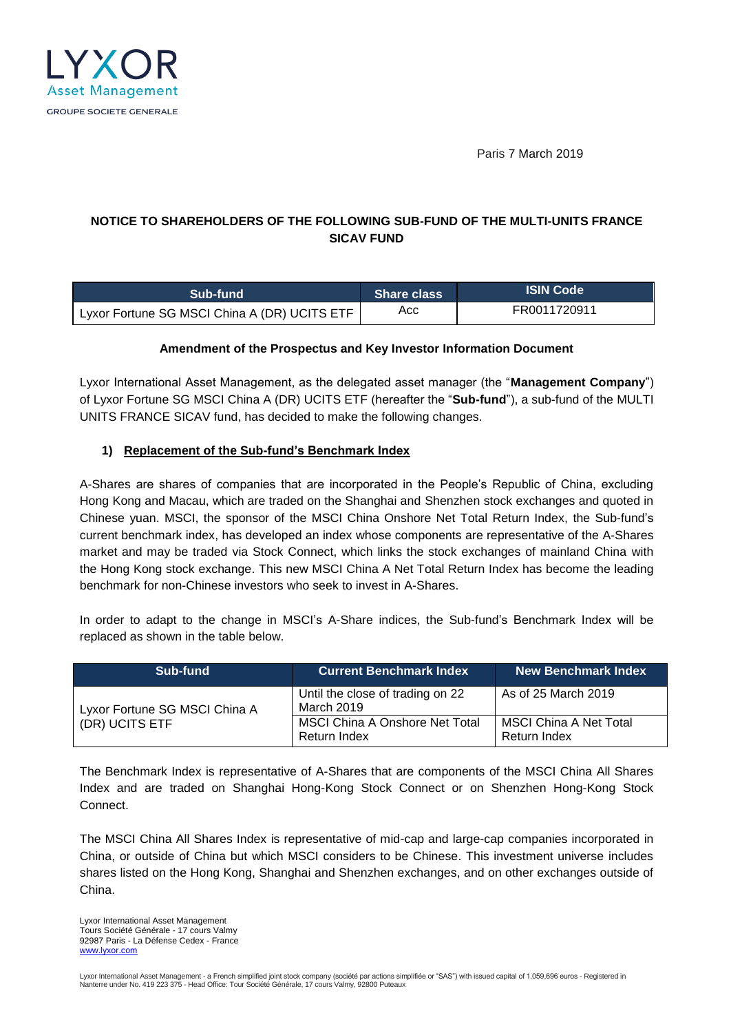LYXOR
Asset Management
GROUPE SOCIETE GENERALE

Paris 7 March 2019

**NOTICE TO SHAREHOLDERS OF THE FOLLOWING SUB-FUND OF THE MULTI-UNITS FRANCE SICAV FUND**

| Sub-fund | Share class | ISIN Code |
| --- | --- | --- |
| Lyxor Fortune SG MSCI China A (DR) UCITS ETF | Acc | FR0011720911 |

**Amendment of the Prospectus and Key Investor Information Document**

Lyxor International Asset Management, as the delegated asset manager (the "**Management Company**") of Lyxor Fortune SG MSCI China A (DR) UCITS ETF (hereafter the "**Sub-fund**"), a sub-fund of the MULTI UNITS FRANCE SICAV fund, has decided to make the following changes.

1) **Replacement of the Sub-fund's Benchmark Index**

A-Shares are shares of companies that are incorporated in the People's Republic of China, excluding Hong Kong and Macau, which are traded on the Shanghai and Shenzhen stock exchanges and quoted in Chinese yuan. MSCI, the sponsor of the MSCI China Onshore Net Total Return Index, the Sub-fund's current benchmark index, has developed an index whose components are representative of the A-Shares market and may be traded via Stock Connect, which links the stock exchanges of mainland China with the Hong Kong stock exchange. This new MSCI China A Net Total Return Index has become the leading benchmark for non-Chinese investors who seek to invest in A-Shares.

In order to adapt to the change in MSCI's A-Share indices, the Sub-fund's Benchmark Index will be replaced as shown in the table below.

| Sub-fund | Current Benchmark Index | New Benchmark Index |
| --- | --- | --- |
| Lyxor Fortune SG MSCI China A (DR) UCITS ETF | Until the close of trading on 22 March 2019 | As of 25 March 2019 |
| | MSCI China A Onshore Net Total Return Index | MSCI China A Net Total Return Index |

The Benchmark Index is representative of A-Shares that are components of the MSCI China All Shares Index and are traded on Shanghai Hong-Kong Stock Connect or on Shenzhen Hong-Kong Stock Connect.

The MSCI China All Shares Index is representative of mid-cap and large-cap companies incorporated in China, or outside of China but which MSCI considers to be Chinese. This investment universe includes shares listed on the Hong Kong, Shanghai and Shenzhen exchanges, and on other exchanges outside of China.

Lyxor International Asset Management
Tours Société Générale - 17 cours Valmy
92987 Paris - La Défense Cedex - France
www.lyxor.com

Lyxor International Asset Management - a French simplified joint stock company (société par actions simplifiée or "SAS") with issued capital of 1,059,696 euros - Registered in Nanterre under No. 419 223 375 - Head Office: Tour Société Générale, 17 cours Valmy, 92800 Puteaux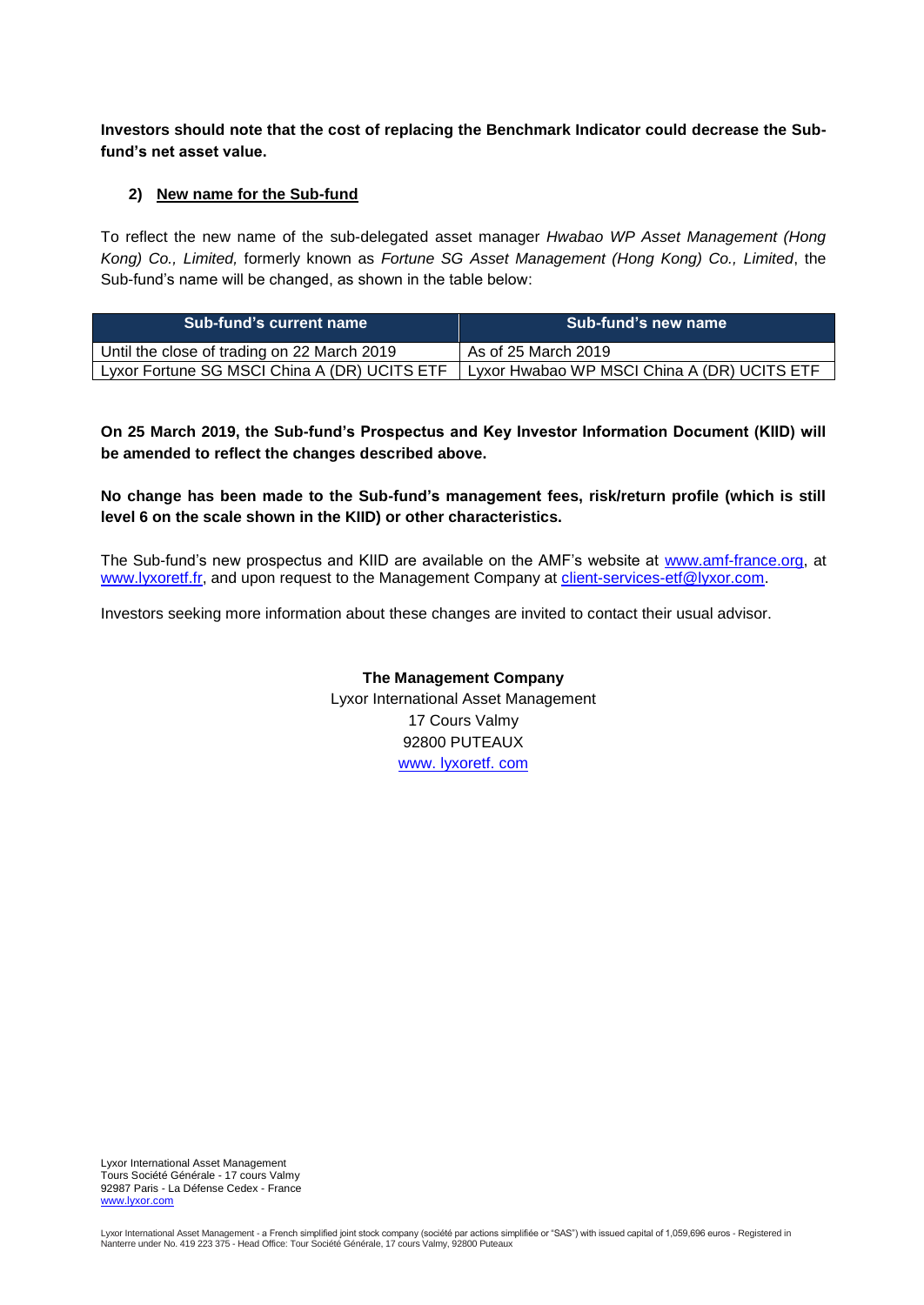**Investors should note that the cost of replacing the Benchmark Indicator could decrease the Sub-fund's net asset value.**

2) **New name for the Sub-fund**

To reflect the new name of the sub-delegated asset manager *Hwabao WP Asset Management (Hong Kong) Co., Limited,* formerly known as *Fortune SG Asset Management (Hong Kong) Co., Limited*, the Sub-fund's name will be changed, as shown in the table below:

| Sub-fund's current name | Sub-fund's new name |
|---|---|
| Until the close of trading on 22 March 2019 | As of 25 March 2019 |
| Lyxor Fortune SG MSCI China A (DR) UCITS ETF | Lyxor Hwabao WP MSCI China A (DR) UCITS ETF |

**On 25 March 2019, the Sub-fund's Prospectus and Key Investor Information Document (KIID) will be amended to reflect the changes described above.**

**No change has been made to the Sub-fund's management fees, risk/return profile (which is still level 6 on the scale shown in the KIID) or other characteristics.**

The Sub-fund's new prospectus and KIID are available on the AMF's website at www.amf-france.org, at www.lyxoretf.fr, and upon request to the Management Company at client-services-etf@lyxor.com.

Investors seeking more information about these changes are invited to contact their usual advisor.

**The Management Company**
Lyxor International Asset Management
17 Cours Valmy
92800 PUTEAUX
www. lyxoretf. com

Lyxor International Asset Management
Tours Société Générale - 17 cours Valmy
92987 Paris - La Défense Cedex - France
www.lyxor.com

Lyxor International Asset Management - a French simplified joint stock company (société par actions simplifiée or "SAS") with issued capital of 1,059,696 euros - Registered in Nanterre under No. 419 223 375 - Head Office: Tour Société Générale, 17 cours Valmy, 92800 Puteaux